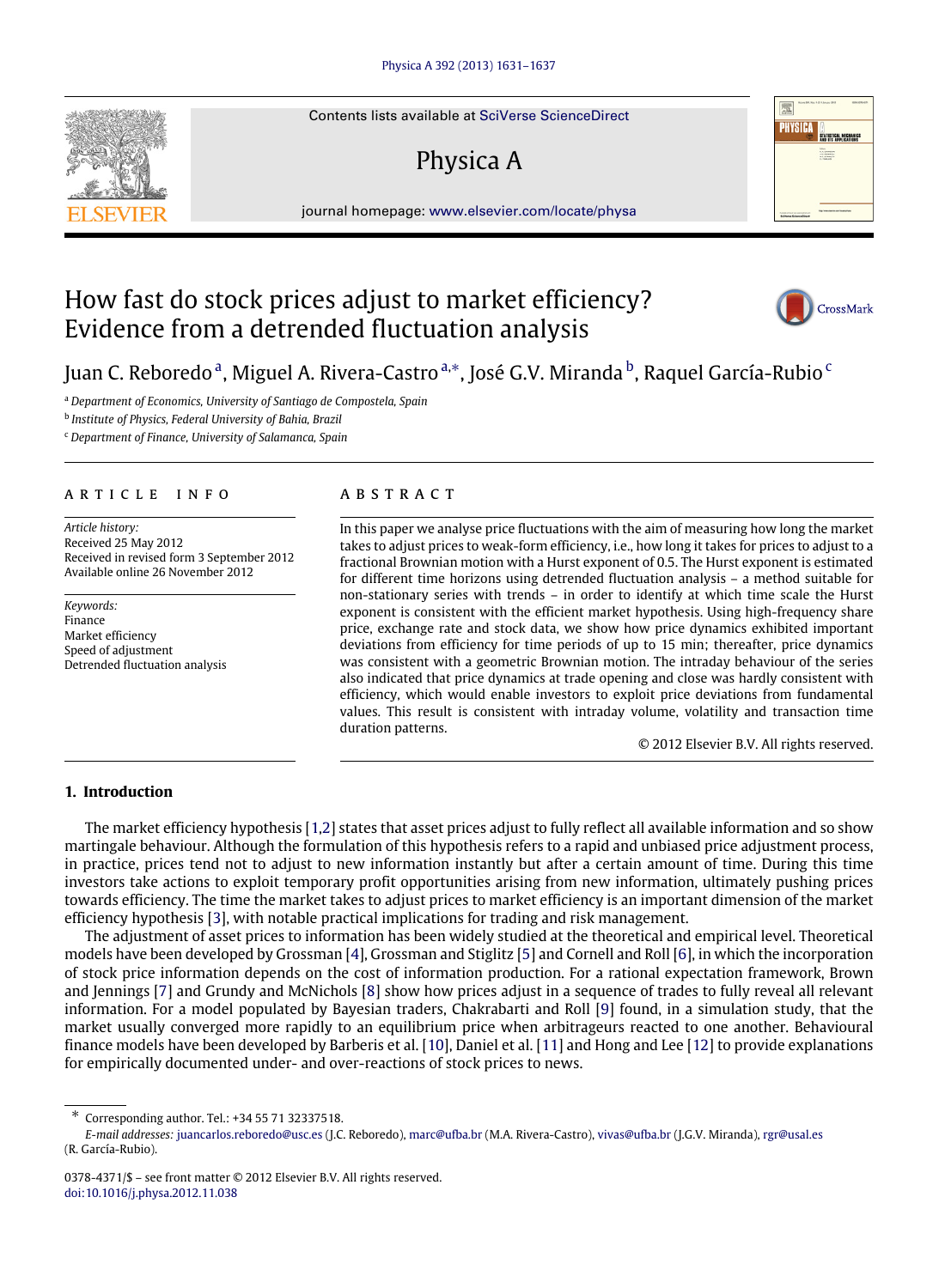# How fast do stock prices adjust to market efficiency? Evidence from a detrended fluctuation analysis

Juan C. Reboredo [a], Miguel A. Rivera-Castro [a,*], José G.V. Miranda [b], Raquel García-Rubio [c]

[a] *Department of Economics, University of Santiago de Compostela, Spain*

[b] *Institute of Physics, Federal University of Bahia, Brazil*

[c] *Department of Finance, University of Salamanca, Spain*

## ARTICLE INFO

*Article history:*
Received 25 May 2012
Received in revised form 3 September 2012
Available online 26 November 2012

*Keywords:*
Finance
Market efficiency
Speed of adjustment
Detrended fluctuation analysis

## ABSTRACT

In this paper we analyse price fluctuations with the aim of measuring how long the market takes to adjust prices to weak-form efficiency, i.e., how long it takes for prices to adjust to a fractional Brownian motion with a Hurst exponent of 0.5. The Hurst exponent is estimated for different time horizons using detrended fluctuation analysis – a method suitable for non-stationary series with trends – in order to identify at which time scale the Hurst exponent is consistent with the efficient market hypothesis. Using high-frequency share price, exchange rate and stock data, we show how price dynamics exhibited important deviations from efficiency for time periods of up to 15 min; thereafter, price dynamics was consistent with a geometric Brownian motion. The intraday behaviour of the series also indicated that price dynamics at trade opening and close was hardly consistent with efficiency, which would enable investors to exploit price deviations from fundamental values. This result is consistent with intraday volume, volatility and transaction time duration patterns.

© 2012 Elsevier B.V. All rights reserved.

## 1. Introduction

The market efficiency hypothesis [1,2] states that asset prices adjust to fully reflect all available information and so show martingale behaviour. Although the formulation of this hypothesis refers to a rapid and unbiased price adjustment process, in practice, prices tend not to adjust to new information instantly but after a certain amount of time. During this time investors take actions to exploit temporary profit opportunities arising from new information, ultimately pushing prices towards efficiency. The time the market takes to adjust prices to market efficiency is an important dimension of the market efficiency hypothesis [3], with notable practical implications for trading and risk management.

The adjustment of asset prices to information has been widely studied at the theoretical and empirical level. Theoretical models have been developed by Grossman [4], Grossman and Stiglitz [5] and Cornell and Roll [6], in which the incorporation of stock price information depends on the cost of information production. For a rational expectation framework, Brown and Jennings [7] and Grundy and McNichols [8] show how prices adjust in a sequence of trades to fully reveal all relevant information. For a model populated by Bayesian traders, Chakrabarti and Roll [9] found, in a simulation study, that the market usually converged more rapidly to an equilibrium price when arbitrageurs reacted to one another. Behavioural finance models have been developed by Barberis et al. [10], Daniel et al. [11] and Hong and Lee [12] to provide explanations for empirically documented under- and over-reactions of stock prices to news.

---

* Corresponding author. Tel.: +34 55 71 32337518.
*E-mail addresses:* juancarlos.reboredo@usc.es (J.C. Reboredo), marc@ufba.br (M.A. Rivera-Castro), vivas@ufba.br (J.G.V. Miranda), rgr@usal.es (R. García-Rubio).

0378-4371/$ – see front matter © 2012 Elsevier B.V. All rights reserved.
doi:10.1016/j.physa.2012.11.038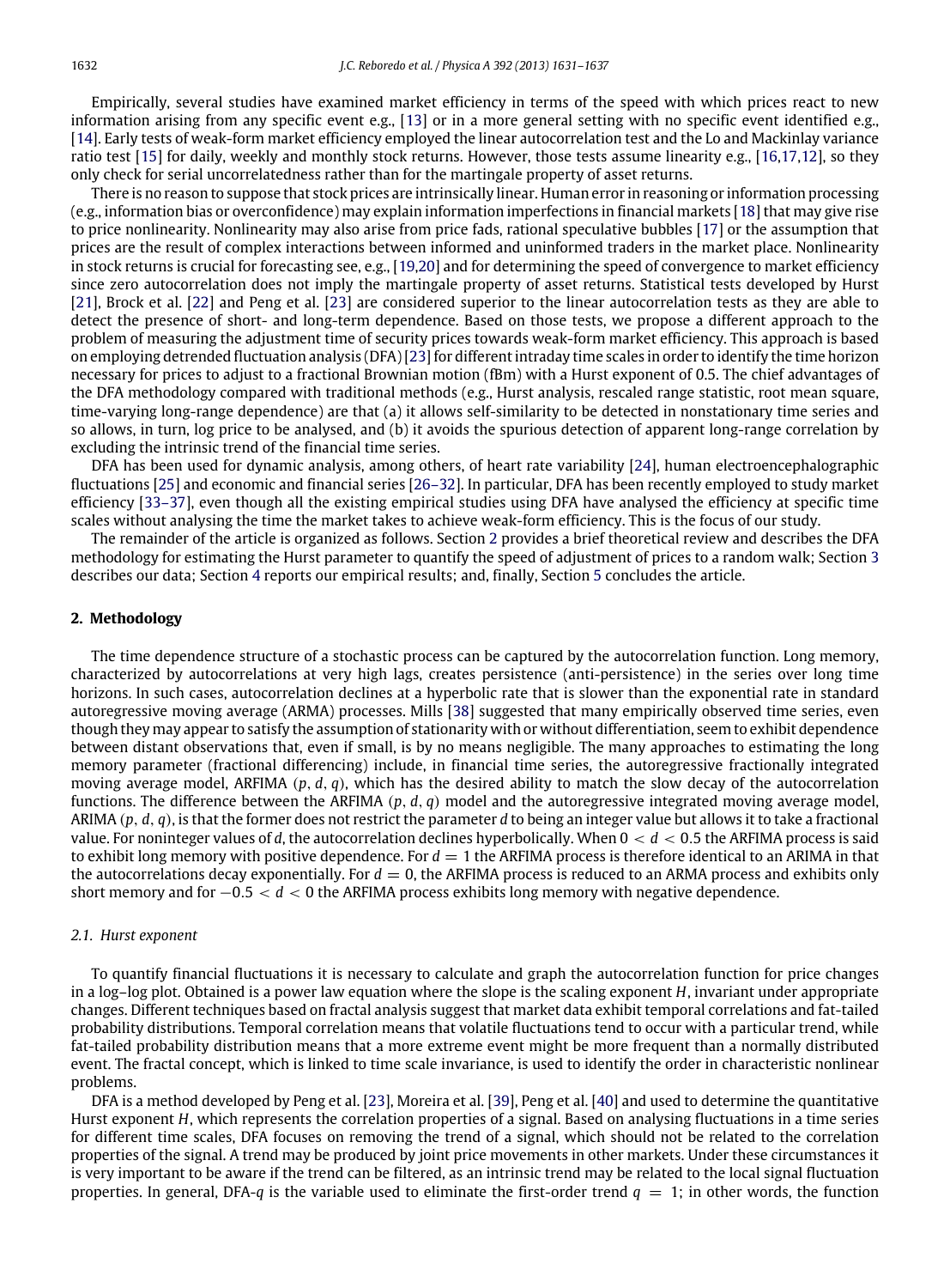Empirically, several studies have examined market efficiency in terms of the speed with which prices react to new information arising from any specific event e.g., [13] or in a more general setting with no specific event identified e.g., [14]. Early tests of weak-form market efficiency employed the linear autocorrelation test and the Lo and Mackinlay variance ratio test [15] for daily, weekly and monthly stock returns. However, those tests assume linearity e.g., [16,17,12], so they only check for serial uncorrelatedness rather than for the martingale property of asset returns.

There is no reason to suppose that stock prices are intrinsically linear. Human error in reasoning or information processing (e.g., information bias or overconfidence) may explain information imperfections in financial markets [18] that may give rise to price nonlinearity. Nonlinearity may also arise from price fads, rational speculative bubbles [17] or the assumption that prices are the result of complex interactions between informed and uninformed traders in the market place. Nonlinearity in stock returns is crucial for forecasting see, e.g., [19,20] and for determining the speed of convergence to market efficiency since zero autocorrelation does not imply the martingale property of asset returns. Statistical tests developed by Hurst [21], Brock et al. [22] and Peng et al. [23] are considered superior to the linear autocorrelation tests as they are able to detect the presence of short- and long-term dependence. Based on those tests, we propose a different approach to the problem of measuring the adjustment time of security prices towards weak-form market efficiency. This approach is based on employing detrended fluctuation analysis (DFA) [23] for different intraday time scales in order to identify the time horizon necessary for prices to adjust to a fractional Brownian motion (fBm) with a Hurst exponent of 0.5. The chief advantages of the DFA methodology compared with traditional methods (e.g., Hurst analysis, rescaled range statistic, root mean square, time-varying long-range dependence) are that (a) it allows self-similarity to be detected in nonstationary time series and so allows, in turn, log price to be analysed, and (b) it avoids the spurious detection of apparent long-range correlation by excluding the intrinsic trend of the financial time series.

DFA has been used for dynamic analysis, among others, of heart rate variability [24], human electroencephalographic fluctuations [25] and economic and financial series [26–32]. In particular, DFA has been recently employed to study market efficiency [33–37], even though all the existing empirical studies using DFA have analysed the efficiency at specific time scales without analysing the time the market takes to achieve weak-form efficiency. This is the focus of our study.

The remainder of the article is organized as follows. Section 2 provides a brief theoretical review and describes the DFA methodology for estimating the Hurst parameter to quantify the speed of adjustment of prices to a random walk; Section 3 describes our data; Section 4 reports our empirical results; and, finally, Section 5 concludes the article.

## 2. Methodology

The time dependence structure of a stochastic process can be captured by the autocorrelation function. Long memory, characterized by autocorrelations at very high lags, creates persistence (anti-persistence) in the series over long time horizons. In such cases, autocorrelation declines at a hyperbolic rate that is slower than the exponential rate in standard autoregressive moving average (ARMA) processes. Mills [38] suggested that many empirically observed time series, even though they may appear to satisfy the assumption of stationarity with or without differentiation, seem to exhibit dependence between distant observations that, even if small, is by no means negligible. The many approaches to estimating the long memory parameter (fractional differencing) include, in financial time series, the autoregressive fractionally integrated moving average model, ARFIMA ($p, d, q$), which has the desired ability to match the slow decay of the autocorrelation functions. The difference between the ARFIMA ($p, d, q$) model and the autoregressive integrated moving average model, ARIMA ($p, d, q$), is that the former does not restrict the parameter $d$ to being an integer value but allows it to take a fractional value. For noninteger values of $d$, the autocorrelation declines hyperbolically. When $0 < d < 0.5$ the ARFIMA process is said to exhibit long memory with positive dependence. For $d = 1$ the ARFIMA process is therefore identical to an ARIMA in that the autocorrelations decay exponentially. For $d = 0$, the ARFIMA process is reduced to an ARMA process and exhibits only short memory and for $-0.5 < d < 0$ the ARFIMA process exhibits long memory with negative dependence.

### 2.1. Hurst exponent

To quantify financial fluctuations it is necessary to calculate and graph the autocorrelation function for price changes in a log–log plot. Obtained is a power law equation where the slope is the scaling exponent $H$, invariant under appropriate changes. Different techniques based on fractal analysis suggest that market data exhibit temporal correlations and fat-tailed probability distributions. Temporal correlation means that volatile fluctuations tend to occur with a particular trend, while fat-tailed probability distribution means that a more extreme event might be more frequent than a normally distributed event. The fractal concept, which is linked to time scale invariance, is used to identify the order in characteristic nonlinear problems.

DFA is a method developed by Peng et al. [23], Moreira et al. [39], Peng et al. [40] and used to determine the quantitative Hurst exponent $H$, which represents the correlation properties of a signal. Based on analysing fluctuations in a time series for different time scales, DFA focuses on removing the trend of a signal, which should not be related to the correlation properties of the signal. A trend may be produced by joint price movements in other markets. Under these circumstances it is very important to be aware if the trend can be filtered, as an intrinsic trend may be related to the local signal fluctuation properties. In general, DFA-$q$ is the variable used to eliminate the first-order trend $q = 1$; in other words, the function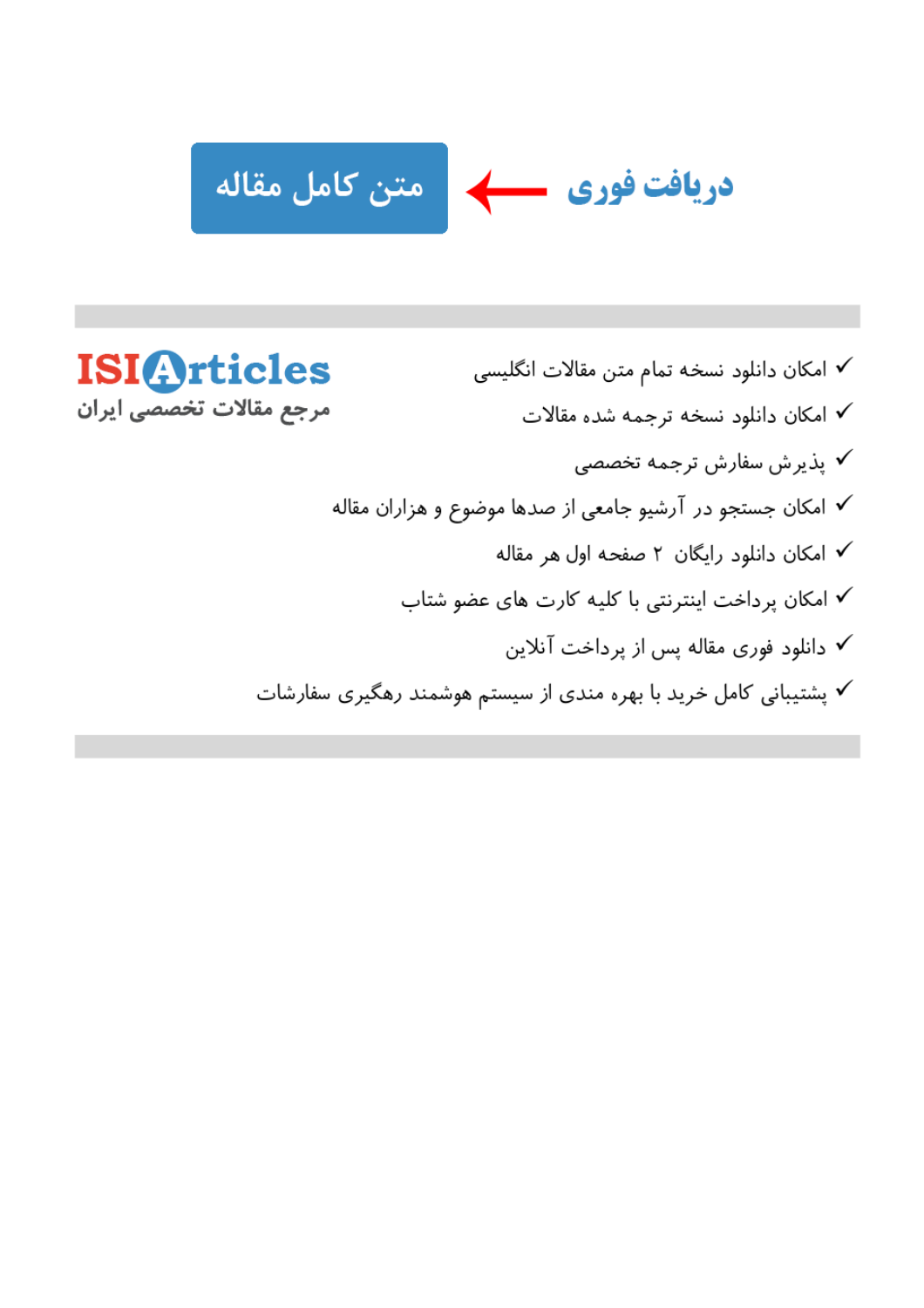دریافت فوری ← متن کامل مقاله

**ISIArticles**
مرجع مقالات تخصصی ایران

- ✓ امکان دانلود نسخه تمام متن مقالات انگلیسی
- ✓ امکان دانلود نسخه ترجمه شده مقالات
- ✓ پذیرش سفارش ترجمه تخصصی
- ✓ امکان جستجو در آرشیو جامعی از صدها موضوع و هزاران مقاله
- ✓ امکان دانلود رایگان ۲ صفحه اول هر مقاله
- ✓ امکان پرداخت اینترنتی با کلیه کارت های عضو شتاب
- ✓ دانلود فوری مقاله پس از پرداخت آنلاین
- ✓ پشتیبانی کامل خرید با بهره مندی از سیستم هوشمند رهگیری سفارشات